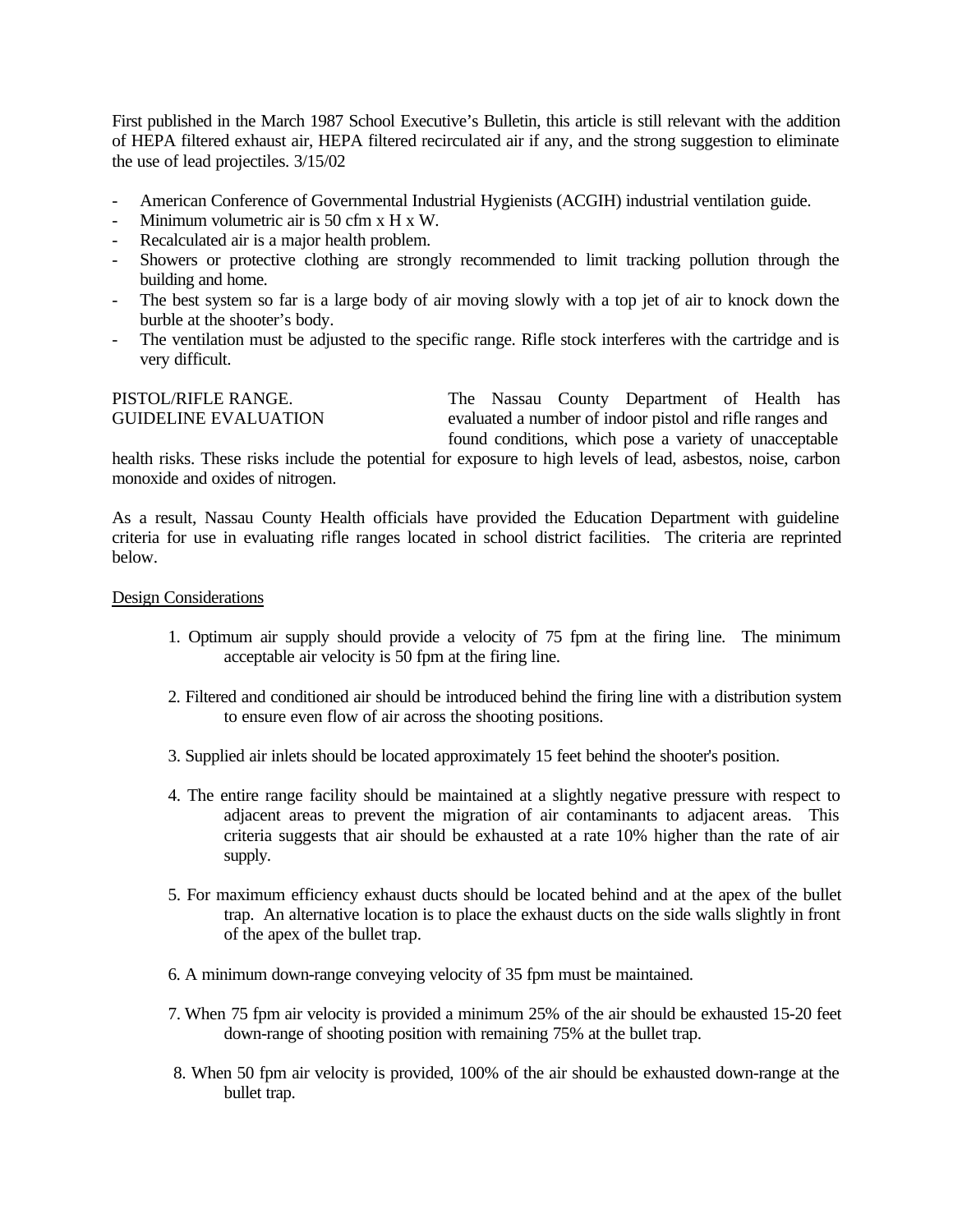First published in the March 1987 School Executive's Bulletin, this article is still relevant with the addition of HEPA filtered exhaust air, HEPA filtered recirculated air if any, and the strong suggestion to eliminate the use of lead projectiles. 3/15/02

- American Conference of Governmental Industrial Hygienists (ACGIH) industrial ventilation guide.
- Minimum volumetric air is 50 cfm x H x W.
- Recalculated air is a major health problem.
- Showers or protective clothing are strongly recommended to limit tracking pollution through the building and home.
- The best system so far is a large body of air moving slowly with a top jet of air to knock down the burble at the shooter's body.
- The ventilation must be adjusted to the specific range. Rifle stock interferes with the cartridge and is very difficult.

PISTOL/RIFLE RANGE.
GUIDELINE EVALUATION

The Nassau County Department of Health has evaluated a number of indoor pistol and rifle ranges and found conditions, which pose a variety of unacceptable health risks. These risks include the potential for exposure to high levels of lead, asbestos, noise, carbon monoxide and oxides of nitrogen.

As a result, Nassau County Health officials have provided the Education Department with guideline criteria for use in evaluating rifle ranges located in school district facilities. The criteria are reprinted below.

Design Considerations

1. Optimum air supply should provide a velocity of 75 fpm at the firing line. The minimum acceptable air velocity is 50 fpm at the firing line.

2. Filtered and conditioned air should be introduced behind the firing line with a distribution system to ensure even flow of air across the shooting positions.

3. Supplied air inlets should be located approximately 15 feet behind the shooter's position.

4. The entire range facility should be maintained at a slightly negative pressure with respect to adjacent areas to prevent the migration of air contaminants to adjacent areas. This criteria suggests that air should be exhausted at a rate 10% higher than the rate of air supply.

5. For maximum efficiency exhaust ducts should be located behind and at the apex of the bullet trap. An alternative location is to place the exhaust ducts on the side walls slightly in front of the apex of the bullet trap.

6. A minimum down-range conveying velocity of 35 fpm must be maintained.

7. When 75 fpm air velocity is provided a minimum 25% of the air should be exhausted 15-20 feet down-range of shooting position with remaining 75% at the bullet trap.

8. When 50 fpm air velocity is provided, 100% of the air should be exhausted down-range at the bullet trap.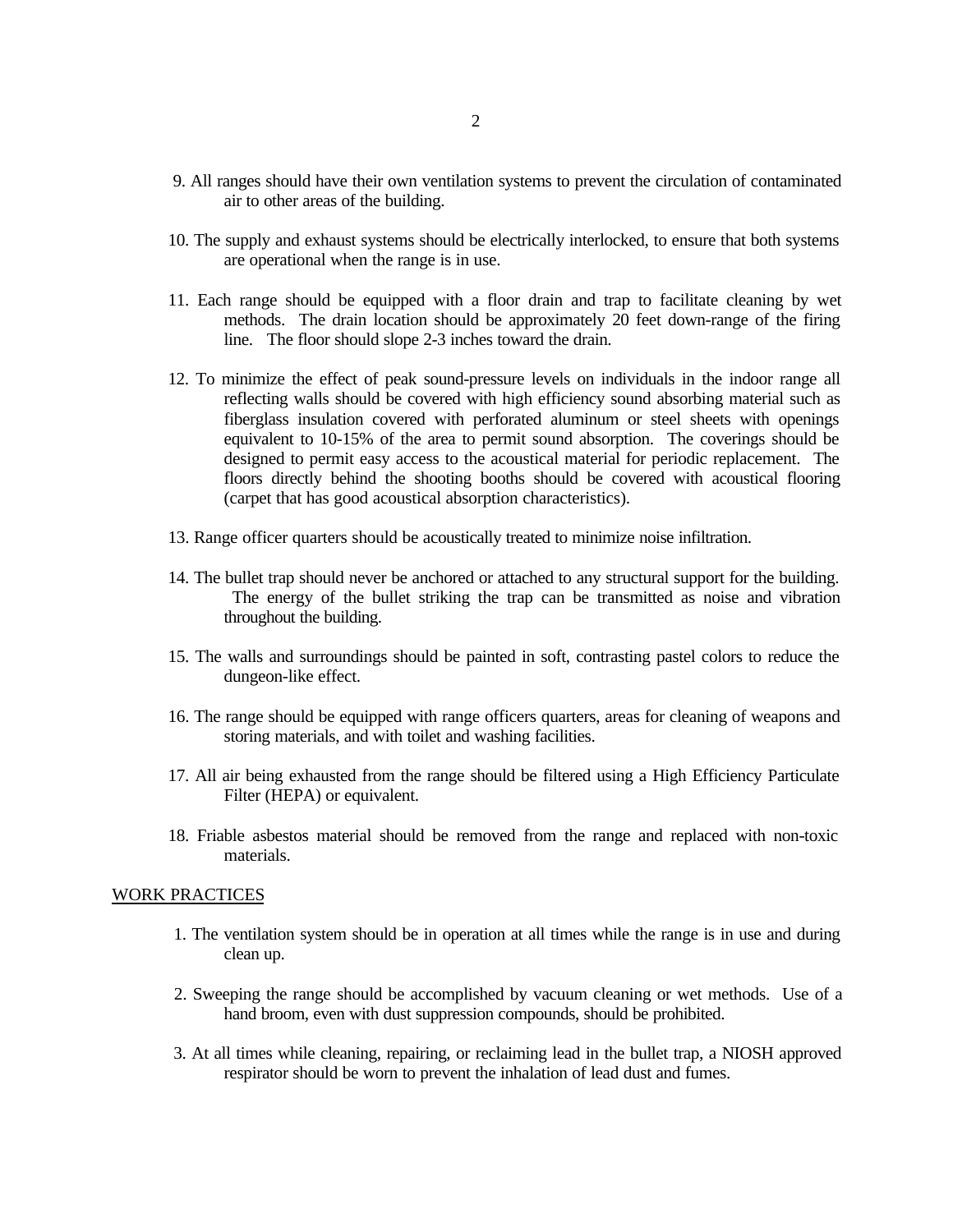9. All ranges should have their own ventilation systems to prevent the circulation of contaminated air to other areas of the building.

10. The supply and exhaust systems should be electrically interlocked, to ensure that both systems are operational when the range is in use.

11. Each range should be equipped with a floor drain and trap to facilitate cleaning by wet methods. The drain location should be approximately 20 feet down-range of the firing line. The floor should slope 2-3 inches toward the drain.

12. To minimize the effect of peak sound-pressure levels on individuals in the indoor range all reflecting walls should be covered with high efficiency sound absorbing material such as fiberglass insulation covered with perforated aluminum or steel sheets with openings equivalent to 10-15% of the area to permit sound absorption. The coverings should be designed to permit easy access to the acoustical material for periodic replacement. The floors directly behind the shooting booths should be covered with acoustical flooring (carpet that has good acoustical absorption characteristics).

13. Range officer quarters should be acoustically treated to minimize noise infiltration.

14. The bullet trap should never be anchored or attached to any structural support for the building. The energy of the bullet striking the trap can be transmitted as noise and vibration throughout the building.

15. The walls and surroundings should be painted in soft, contrasting pastel colors to reduce the dungeon-like effect.

16. The range should be equipped with range officers quarters, areas for cleaning of weapons and storing materials, and with toilet and washing facilities.

17. All air being exhausted from the range should be filtered using a High Efficiency Particulate Filter (HEPA) or equivalent.

18. Friable asbestos material should be removed from the range and replaced with non-toxic materials.

## WORK PRACTICES

1. The ventilation system should be in operation at all times while the range is in use and during clean up.

2. Sweeping the range should be accomplished by vacuum cleaning or wet methods. Use of a hand broom, even with dust suppression compounds, should be prohibited.

3. At all times while cleaning, repairing, or reclaiming lead in the bullet trap, a NIOSH approved respirator should be worn to prevent the inhalation of lead dust and fumes.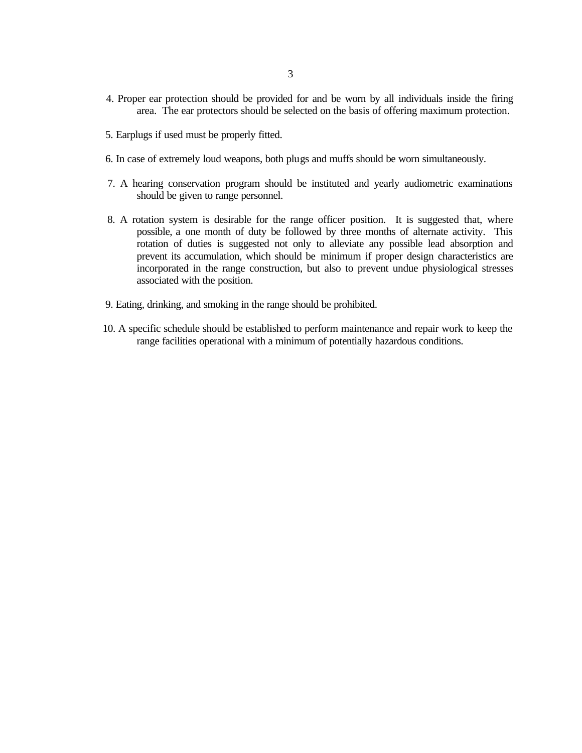4. Proper ear protection should be provided for and be worn by all individuals inside the firing area. The ear protectors should be selected on the basis of offering maximum protection.

5. Earplugs if used must be properly fitted.

6. In case of extremely loud weapons, both plugs and muffs should be worn simultaneously.

7. A hearing conservation program should be instituted and yearly audiometric examinations should be given to range personnel.

8. A rotation system is desirable for the range officer position. It is suggested that, where possible, a one month of duty be followed by three months of alternate activity. This rotation of duties is suggested not only to alleviate any possible lead absorption and prevent its accumulation, which should be minimum if proper design characteristics are incorporated in the range construction, but also to prevent undue physiological stresses associated with the position.

9. Eating, drinking, and smoking in the range should be prohibited.

10. A specific schedule should be established to perform maintenance and repair work to keep the range facilities operational with a minimum of potentially hazardous conditions.